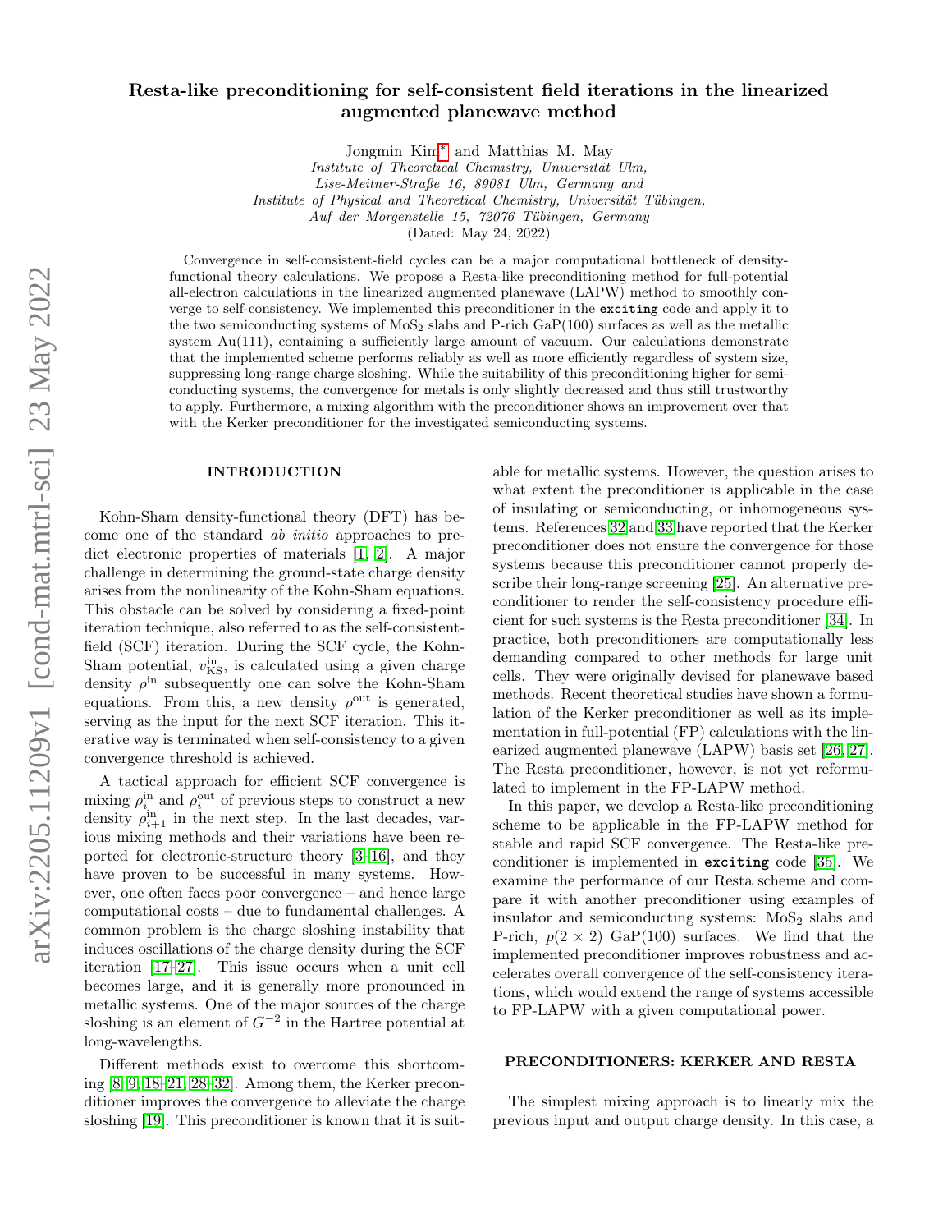# Resta-like preconditioning for self-consistent field iterations in the linearized augmented planewave method

Jongmin Kim[*] and Matthias M. May

*Institute of Theoretical Chemistry, Universität Ulm, Lise-Meitner-Straße 16, 89081 Ulm, Germany and Institute of Physical and Theoretical Chemistry, Universität Tübingen, Auf der Morgenstelle 15, 72076 Tübingen, Germany*

(Dated: May 24, 2022)

Convergence in self-consistent-field cycles can be a major computational bottleneck of density-functional theory calculations. We propose a Resta-like preconditioning method for full-potential all-electron calculations in the linearized augmented planewave (LAPW) method to smoothly converge to self-consistency. We implemented this preconditioner in the **exciting** code and apply it to the two semiconducting systems of $MoS_2$ slabs and P-rich GaP(100) surfaces as well as the metallic system Au(111), containing a sufficiently large amount of vacuum. Our calculations demonstrate that the implemented scheme performs reliably as well as more efficiently regardless of system size, suppressing long-range charge sloshing. While the suitability of this preconditioning higher for semiconducting systems, the convergence for metals is only slightly decreased and thus still trustworthy to apply. Furthermore, a mixing algorithm with the preconditioner shows an improvement over that with the Kerker preconditioner for the investigated semiconducting systems.

## INTRODUCTION

Kohn-Sham density-functional theory (DFT) has become one of the standard *ab initio* approaches to predict electronic properties of materials [1, 2]. A major challenge in determining the ground-state charge density arises from the nonlinearity of the Kohn-Sham equations. This obstacle can be solved by considering a fixed-point iteration technique, also referred to as the self-consistent-field (SCF) iteration. During the SCF cycle, the Kohn-Sham potential, $v_{\mathrm{KS}}^{\mathrm{in}}$, is calculated using a given charge density $\rho^{\mathrm{in}}$ subsequently one can solve the Kohn-Sham equations. From this, a new density $\rho^{\mathrm{out}}$ is generated, serving as the input for the next SCF iteration. This iterative way is terminated when self-consistency to a given convergence threshold is achieved.

A tactical approach for efficient SCF convergence is mixing $\rho_i^{\mathrm{in}}$ and $\rho_i^{\mathrm{out}}$ of previous steps to construct a new density $\rho_{i+1}^{\mathrm{in}}$ in the next step. In the last decades, various mixing methods and their variations have been reported for electronic-structure theory [3–16], and they have proven to be successful in many systems. However, one often faces poor convergence – and hence large computational costs – due to fundamental challenges. A common problem is the charge sloshing instability that induces oscillations of the charge density during the SCF iteration [17–27]. This issue occurs when a unit cell becomes large, and it is generally more pronounced in metallic systems. One of the major sources of the charge sloshing is an element of $G^{-2}$ in the Hartree potential at long-wavelengths.

Different methods exist to overcome this shortcoming [8, 9, 18–21, 28–32]. Among them, the Kerker preconditioner improves the convergence to alleviate the charge sloshing [19]. This preconditioner is known that it is suitable for metallic systems. However, the question arises to what extent the preconditioner is applicable in the case of insulating or semiconducting, or inhomogeneous systems. References 32 and 33 have reported that the Kerker preconditioner does not ensure the convergence for those systems because this preconditioner cannot properly describe their long-range screening [25]. An alternative preconditioner to render the self-consistency procedure efficient for such systems is the Resta preconditioner [34]. In practice, both preconditioners are computationally less demanding compared to other methods for large unit cells. They were originally devised for planewave based methods. Recent theoretical studies have shown a formulation of the Kerker preconditioner as well as its implementation in full-potential (FP) calculations with the linearized augmented planewave (LAPW) basis set [26, 27]. The Resta preconditioner, however, is not yet reformulated to implement in the FP-LAPW method.

In this paper, we develop a Resta-like preconditioning scheme to be applicable in the FP-LAPW method for stable and rapid SCF convergence. The Resta-like preconditioner is implemented in **exciting** code [35]. We examine the performance of our Resta scheme and compare it with another preconditioner using examples of insulator and semiconducting systems: $MoS_2$ slabs and P-rich, $p(2\times2)$ GaP(100) surfaces. We find that the implemented preconditioner improves robustness and accelerates overall convergence of the self-consistency iterations, which would extend the range of systems accessible to FP-LAPW with a given computational power.

## PRECONDITIONERS: KERKER AND RESTA

The simplest mixing approach is to linearly mix the previous input and output charge density. In this case, a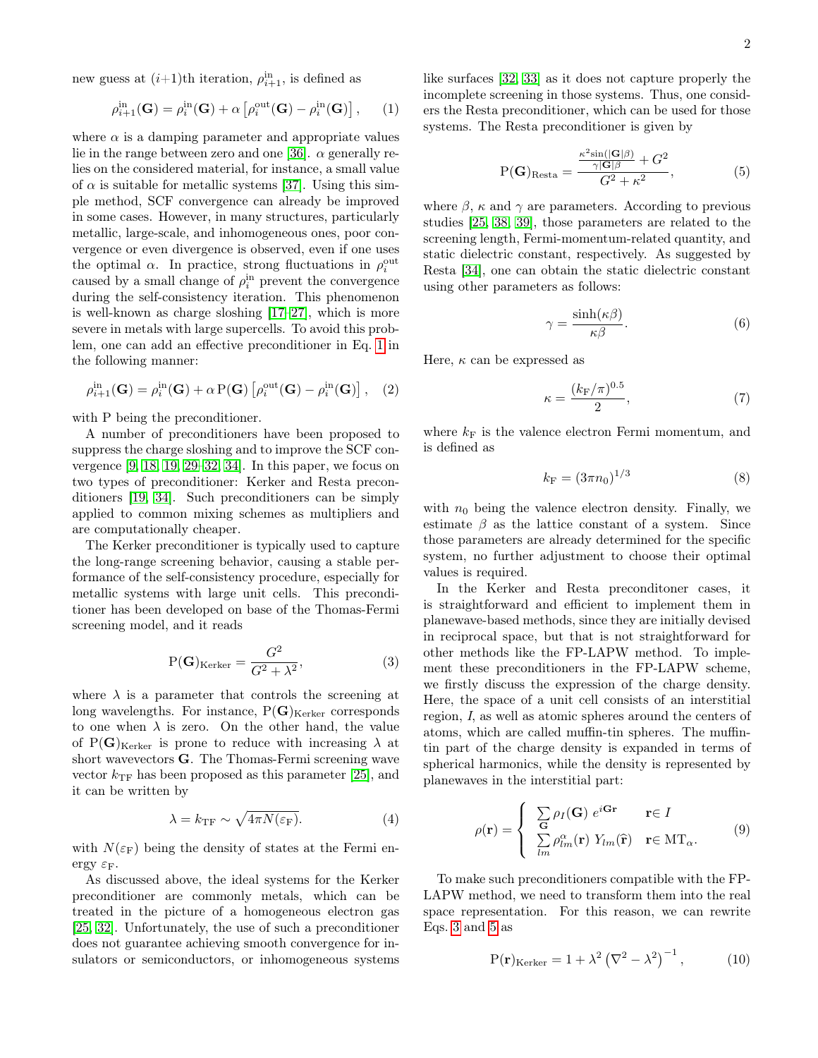new guess at $(i+1)$th iteration, $\rho^{\rm in}_{i+1}$, is defined as

$$\rho^{\rm in}_{i+1}(\mathbf{G}) = \rho^{\rm in}_{i}(\mathbf{G}) + \alpha \left[\rho^{\rm out}_{i}(\mathbf{G}) - \rho^{\rm in}_{i}(\mathbf{G})\right], \quad (1)$$

where $\alpha$ is a damping parameter and appropriate values lie in the range between zero and one [36]. $\alpha$ generally relies on the considered material, for instance, a small value of $\alpha$ is suitable for metallic systems [37]. Using this simple method, SCF convergence can already be improved in some cases. However, in many structures, particularly metallic, large-scale, and inhomogeneous ones, poor convergence or even divergence is observed, even if one uses the optimal $\alpha$. In practice, strong fluctuations in $\rho^{\rm out}_{i}$ caused by a small change of $\rho^{\rm in}_{i}$ prevent the convergence during the self-consistency iteration. This phenomenon is well-known as charge sloshing [17–27], which is more severe in metals with large supercells. To avoid this problem, one can add an effective preconditioner in Eq. 1 in the following manner:

$$\rho^{\rm in}_{i+1}(\mathbf{G}) = \rho^{\rm in}_{i}(\mathbf{G}) + \alpha\, \mathrm{P}(\mathbf{G}) \left[\rho^{\rm out}_{i}(\mathbf{G}) - \rho^{\rm in}_{i}(\mathbf{G})\right], \quad (2)$$

with P being the preconditioner.

A number of preconditioners have been proposed to suppress the charge sloshing and to improve the SCF convergence [9, 18, 19, 29–32, 34]. In this paper, we focus on two types of preconditioner: Kerker and Resta preconditioners [19, 34]. Such preconditioners can be simply applied to common mixing schemes as multipliers and are computationally cheaper.

The Kerker preconditioner is typically used to capture the long-range screening behavior, causing a stable performance of the self-consistency procedure, especially for metallic systems with large unit cells. This preconditioner has been developed on base of the Thomas-Fermi screening model, and it reads

$$\mathrm{P}(\mathbf{G})_{\rm Kerker} = \frac{G^2}{G^2 + \lambda^2}, \quad (3)$$

where $\lambda$ is a parameter that controls the screening at long wavelengths. For instance, $\mathrm{P}(\mathbf{G})_{\rm Kerker}$ corresponds to one when $\lambda$ is zero. On the other hand, the value of $\mathrm{P}(\mathbf{G})_{\rm Kerker}$ is prone to reduce with increasing $\lambda$ at short wavevectors $\mathbf{G}$. The Thomas-Fermi screening wave vector $k_{\rm TF}$ has been proposed as this parameter [25], and it can be written by

$$\lambda = k_{\rm TF} \sim \sqrt{4\pi N(\varepsilon_{\rm F})}. \quad (4)$$

with $N(\varepsilon_{\rm F})$ being the density of states at the Fermi energy $\varepsilon_{\rm F}$.

As discussed above, the ideal systems for the Kerker preconditioner are commonly metals, which can be treated in the picture of a homogeneous electron gas [25, 32]. Unfortunately, the use of such a preconditioner does not guarantee achieving smooth convergence for insulators or semiconductors, or inhomogeneous systems like surfaces [32, 33] as it does not capture properly the incomplete screening in those systems. Thus, one considers the Resta preconditioner, which can be used for those systems. The Resta preconditioner is given by

$$\mathrm{P}(\mathbf{G})_{\rm Resta} = \frac{\frac{\kappa^2 \sin(|\mathbf{G}|\beta)}{\gamma|\mathbf{G}|\beta} + G^2}{G^2 + \kappa^2}, \quad (5)$$

where $\beta$, $\kappa$ and $\gamma$ are parameters. According to previous studies [25, 38, 39], those parameters are related to the screening length, Fermi-momentum-related quantity, and static dielectric constant, respectively. As suggested by Resta [34], one can obtain the static dielectric constant using other parameters as follows:

$$\gamma = \frac{\sinh(\kappa\beta)}{\kappa\beta}. \quad (6)$$

Here, $\kappa$ can be expressed as

$$\kappa = \frac{(k_{\rm F}/\pi)^{0.5}}{2}, \quad (7)$$

where $k_{\rm F}$ is the valence electron Fermi momentum, and is defined as

$$k_{\rm F} = (3\pi n_0)^{1/3} \quad (8)$$

with $n_0$ being the valence electron density. Finally, we estimate $\beta$ as the lattice constant of a system. Since those parameters are already determined for the specific system, no further adjustment to choose their optimal values is required.

In the Kerker and Resta preconditoner cases, it is straightforward and efficient to implement them in planewave-based methods, since they are initially devised in reciprocal space, but that is not straightforward for other methods like the FP-LAPW method. To implement these preconditioners in the FP-LAPW scheme, we firstly discuss the expression of the charge density. Here, the space of a unit cell consists of an interstitial region, $I$, as well as atomic spheres around the centers of atoms, which are called muffin-tin spheres. The muffin-tin part of the charge density is expanded in terms of spherical harmonics, while the density is represented by planewaves in the interstitial part:

$$\rho(\mathbf{r}) = \begin{cases} \sum\limits_{\mathbf{G}} \rho_I(\mathbf{G})\; e^{i\mathbf{G}\mathbf{r}} & \mathbf{r}\in I \\ \sum\limits_{lm} \rho^{\alpha}_{lm}(\mathbf{r})\; Y_{lm}(\hat{\mathbf{r}}) & \mathbf{r}\in \mathrm{MT}_{\alpha}. \end{cases} \quad (9)$$

To make such preconditioners compatible with the FP-LAPW method, we need to transform them into the real space representation. For this reason, we can rewrite Eqs. 3 and 5 as

$$\mathrm{P}(\mathbf{r})_{\rm Kerker} = 1 + \lambda^2 \left(\nabla^2 - \lambda^2\right)^{-1}, \quad (10)$$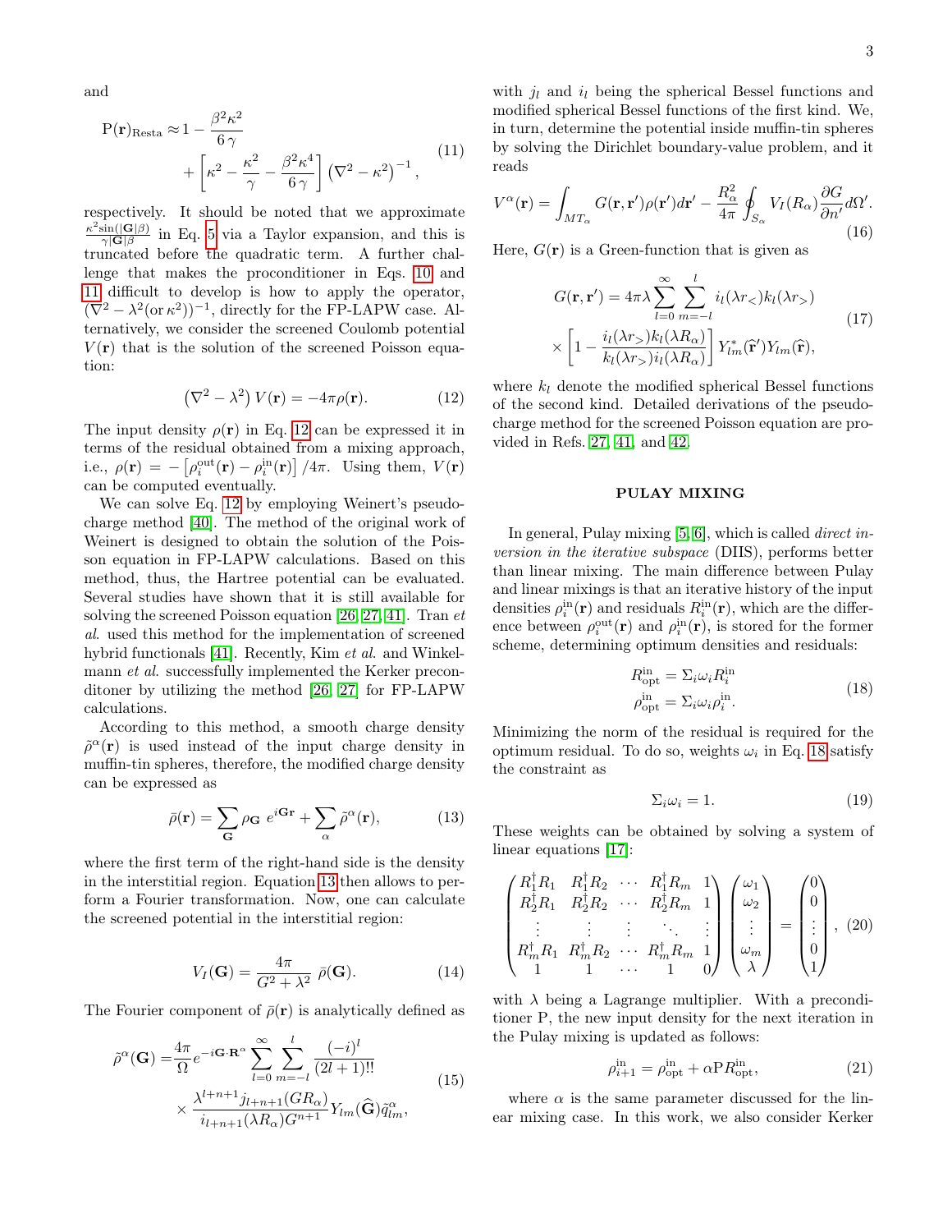and

$$
\mathrm{P}(\mathbf{r})_{\mathrm{Resta}} \approx 1 - \frac{\beta^2\kappa^2}{6\,\gamma} + \left[\kappa^2 - \frac{\kappa^2}{\gamma} - \frac{\beta^2\kappa^4}{6\,\gamma}\right]\left(\nabla^2 - \kappa^2\right)^{-1}, \tag{11}
$$

respectively. It should be noted that we approximate $\frac{\kappa^2 \sin(|\mathbf{G}|\beta)}{\gamma|\mathbf{G}|\beta}$ in Eq. 5 via a Taylor expansion, and this is truncated before the quadratic term. A further challenge that makes the proconditioner in Eqs. 10 and 11 difficult to develop is how to apply the operator, $(\nabla^2 - \lambda^2(\text{or}\,\kappa^2))^{-1}$, directly for the FP-LAPW case. Alternatively, we consider the screened Coulomb potential $V(\mathbf{r})$ that is the solution of the screened Poisson equation:

$$
\left(\nabla^2 - \lambda^2\right) V(\mathbf{r}) = -4\pi\rho(\mathbf{r}). \tag{12}
$$

The input density $\rho(\mathbf{r})$ in Eq. 12 can be expressed it in terms of the residual obtained from a mixing approach, i.e., $\rho(\mathbf{r}) = -\left[\rho_i^{\mathrm{out}}(\mathbf{r}) - \rho_i^{\mathrm{in}}(\mathbf{r})\right]/4\pi$. Using them, $V(\mathbf{r})$ can be computed eventually.

We can solve Eq. 12 by employing Weinert's pseudo-charge method [40]. The method of the original work of Weinert is designed to obtain the solution of the Poisson equation in FP-LAPW calculations. Based on this method, thus, the Hartree potential can be evaluated. Several studies have shown that it is still available for solving the screened Poisson equation [26, 27, 41]. Tran *et al.* used this method for the implementation of screened hybrid functionals [41]. Recently, Kim *et al.* and Winkelmann *et al.* successfully implemented the Kerker preconditoner by utilizing the method [26, 27] for FP-LAPW calculations.

According to this method, a smooth charge density $\tilde{\rho}^{\alpha}(\mathbf{r})$ is used instead of the input charge density in muffin-tin spheres, therefore, the modified charge density can be expressed as

$$
\bar{\rho}(\mathbf{r}) = \sum_{\mathbf{G}} \rho_{\mathbf{G}}\; e^{i\mathbf{G}\mathbf{r}} + \sum_{\alpha} \tilde{\rho}^{\alpha}(\mathbf{r}), \tag{13}
$$

where the first term of the right-hand side is the density in the interstitial region. Equation 13 then allows to perform a Fourier transformation. Now, one can calculate the screened potential in the interstitial region:

$$
V_I(\mathbf{G}) = \frac{4\pi}{G^2 + \lambda^2}\;\bar{\rho}(\mathbf{G}). \tag{14}
$$

The Fourier component of $\bar{\rho}(\mathbf{r})$ is analytically defined as

$$
\tilde{\rho}^{\alpha}(\mathbf{G}) = \frac{4\pi}{\Omega} e^{-i\mathbf{G}\cdot\mathbf{R}^{\alpha}} \sum_{l=0}^{\infty}\sum_{m=-l}^{l} \frac{(-i)^l}{(2l+1)!!} \times \frac{\lambda^{l+n+1} j_{l+n+1}(GR_{\alpha})}{i_{l+n+1}(\lambda R_{\alpha}) G^{n+1}} Y_{lm}(\widehat{\mathbf{G}})\tilde{q}^{\alpha}_{lm}, \tag{15}
$$

with $j_l$ and $i_l$ being the spherical Bessel functions and modified spherical Bessel functions of the first kind. We, in turn, determine the potential inside muffin-tin spheres by solving the Dirichlet boundary-value problem, and it reads

$$
V^{\alpha}(\mathbf{r}) = \int_{MT_{\alpha}} G(\mathbf{r},\mathbf{r}')\rho(\mathbf{r}')d\mathbf{r}' - \frac{R_{\alpha}^2}{4\pi}\oint_{S_{\alpha}} V_I(R_{\alpha})\frac{\partial G}{\partial n'}d\Omega'. \tag{16}
$$

Here, $G(\mathbf{r})$ is a Green-function that is given as

$$
G(\mathbf{r},\mathbf{r}') = 4\pi\lambda \sum_{l=0}^{\infty}\sum_{m=-l}^{l} i_l(\lambda r_<)k_l(\lambda r_>) \times \left[1 - \frac{i_l(\lambda r_>)k_l(\lambda R_{\alpha})}{k_l(\lambda r_>)i_l(\lambda R_{\alpha})}\right] Y^*_{lm}(\widehat{\mathbf{r}}')Y_{lm}(\widehat{\mathbf{r}}), \tag{17}
$$

where $k_l$ denote the modified spherical Bessel functions of the second kind. Detailed derivations of the pseudo-charge method for the screened Poisson equation are provided in Refs. [27, 41], and [42].

## PULAY MIXING

In general, Pulay mixing [5, 6], which is called *direct inversion in the iterative subspace* (DIIS), performs better than linear mixing. The main difference between Pulay and linear mixings is that an iterative history of the input densities $\rho_i^{\mathrm{in}}(\mathbf{r})$ and residuals $R_i^{\mathrm{in}}(\mathbf{r})$, which are the difference between $\rho_i^{\mathrm{out}}(\mathbf{r})$ and $\rho_i^{\mathrm{in}}(\mathbf{r})$, is stored for the former scheme, determining optimum densities and residuals:

$$
\begin{aligned}
R^{\mathrm{in}}_{\mathrm{opt}} &= \Sigma_i \omega_i R^{\mathrm{in}}_i \\
\rho^{\mathrm{in}}_{\mathrm{opt}} &= \Sigma_i \omega_i \rho^{\mathrm{in}}_i.
\end{aligned} \tag{18}
$$

Minimizing the norm of the residual is required for the optimum residual. To do so, weights $\omega_i$ in Eq. 18 satisfy the constraint as

$$
\Sigma_i \omega_i = 1. \tag{19}
$$

These weights can be obtained by solving a system of linear equations [17]:

$$
\begin{pmatrix}
R_1^{\dagger}R_1 & R_1^{\dagger}R_2 & \cdots & R_1^{\dagger}R_m & 1 \\
R_2^{\dagger}R_1 & R_2^{\dagger}R_2 & \cdots & R_2^{\dagger}R_m & 1 \\
\vdots & \vdots & \vdots & \ddots & \vdots \\
R_m^{\dagger}R_1 & R_m^{\dagger}R_2 & \cdots & R_m^{\dagger}R_m & 1 \\
1 & 1 & \cdots & 1 & 0
\end{pmatrix}
\begin{pmatrix}
\omega_1 \\ \omega_2 \\ \vdots \\ \omega_m \\ \lambda
\end{pmatrix}
=
\begin{pmatrix}
0 \\ 0 \\ \vdots \\ 0 \\ 1
\end{pmatrix}, \tag{20}
$$

with $\lambda$ being a Lagrange multiplier. With a preconditioner P, the new input density for the next iteration in the Pulay mixing is updated as follows:

$$
\rho^{\mathrm{in}}_{i+1} = \rho^{\mathrm{in}}_{\mathrm{opt}} + \alpha \mathrm{P} R^{\mathrm{in}}_{\mathrm{opt}}, \tag{21}
$$

where $\alpha$ is the same parameter discussed for the linear mixing case. In this work, we also consider Kerker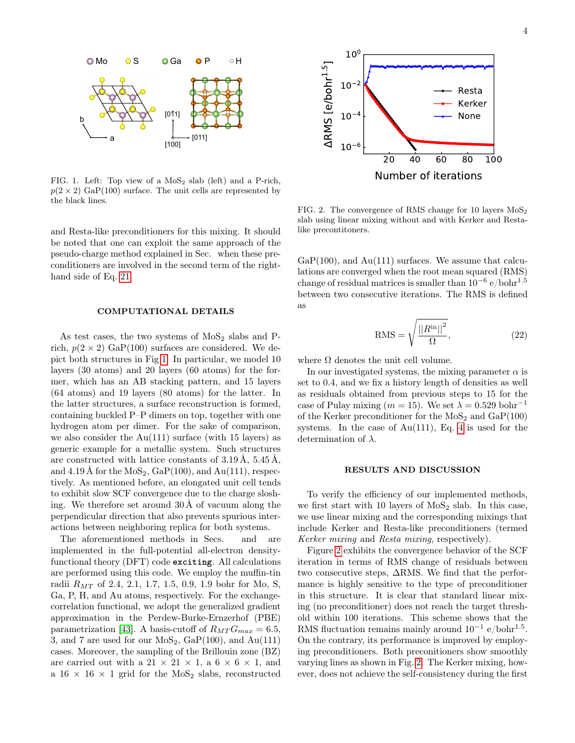FIG. 1. Left: Top view of a $MoS_2$ slab (left) and a P-rich, $p(2 \times 2)$ GaP(100) surface. The unit cells are represented by the black lines.

FIG. 2. The convergence of RMS change for 10 layers $MoS_2$ slab using linear mixing without and with Kerker and Resta-like precontitoners.

and Resta-like preconditioners for this mixing. It should be noted that one can exploit the same approach of the pseudo-charge method explained in Sec. when these preconditioners are involved in the second term of the right-hand side of Eq. 21.

## COMPUTATIONAL DETAILS

As test cases, the two systems of $MoS_2$ slabs and P-rich, $p(2 \times 2)$ GaP(100) surfaces are considered. We depict both structures in Fig 1. In particular, we model 10 layers (30 atoms) and 20 layers (60 atoms) for the former, which has an AB stacking pattern, and 15 layers (64 atoms) and 19 layers (80 atoms) for the latter. In the latter structures, a surface reconstruction is formed, containing buckled P–P dimers on top, together with one hydrogen atom per dimer. For the sake of comparison, we also consider the Au(111) surface (with 15 layers) as generic example for a metallic system. Such structures are constructed with lattice constants of 3.19 Å, 5.45 Å, and 4.19 Å for the $MoS_2$, GaP(100), and Au(111), respectively. As mentioned before, an elongated unit cell tends to exhibit slow SCF convergence due to the charge sloshing. We therefore set around 30 Å of vacuum along the perpendicular direction that also prevents spurious interactions between neighboring replica for both systems.

The aforementioned methods in Secs. and are implemented in the full-potential all-electron density-functional theory (DFT) code `exciting`. All calculations are performed using this code. We employ the muffin-tin radii $R_{MT}$ of 2.4, 2.1, 1.7, 1.5, 0.9, 1.9 bohr for Mo, S, Ga, P, H, and Au atoms, respectively. For the exchange-correlation functional, we adopt the generalized gradient approximation in the Perdew-Burke-Ernzerhof (PBE) parametrization [43]. A basis-cutoff of $R_{MT}G_{max} = 6.5$, 3, and 7 are used for our $MoS_2$, GaP(100), and Au(111) cases. Moreover, the sampling of the Brillouin zone (BZ) are carried out with a $21 \times 21 \times 1$, a $6 \times 6 \times 1$, and a $16 \times 16 \times 1$ grid for the $MoS_2$ slabs, reconstructed GaP(100), and Au(111) surfaces. We assume that calculations are converged when the root mean squared (RMS) change of residual matrices is smaller than $10^{-6}$ e/bohr$^{1.5}$ between two consecutive iterations. The RMS is defined as

$$\mathrm{RMS} = \sqrt{\frac{||R^{\mathrm{in}}||^2}{\Omega}}, \tag{22}$$

where $\Omega$ denotes the unit cell volume.

In our investigated systems, the mixing parameter $\alpha$ is set to 0.4, and we fix a history length of densities as well as residuals obtained from previous steps to 15 for the case of Pulay mixing ($m = 15$). We set $\lambda = 0.529$ bohr$^{-1}$ of the Kerker preconditioner for the $MoS_2$ and GaP(100) systems. In the case of Au(111), Eq. 4 is used for the determination of $\lambda$.

## RESULTS AND DISCUSSION

To verify the efficiency of our implemented methods, we first start with 10 layers of $MoS_2$ slab. In this case, we use linear mixing and the corresponding mixings that include Kerker and Resta-like preconditioners (termed *Kerker mixing* and *Resta mixing*, respectively).

Figure 2 exhibits the convergence behavior of the SCF iteration in terms of RMS change of residuals between two consecutive steps, ΔRMS. We find that the performance is highly sensitive to the type of preconditioner in this structure. It is clear that standard linear mixing (no preconditioner) does not reach the target threshold within 100 iterations. This scheme shows that the RMS fluctuation remains mainly around $10^{-1}$ e/bohr$^{1.5}$. On the contrary, its performance is improved by employing preconditioners. Both preconitioners show smoothly varying lines as shown in Fig. 2. The Kerker mixing, however, does not achieve the self-consistency during the first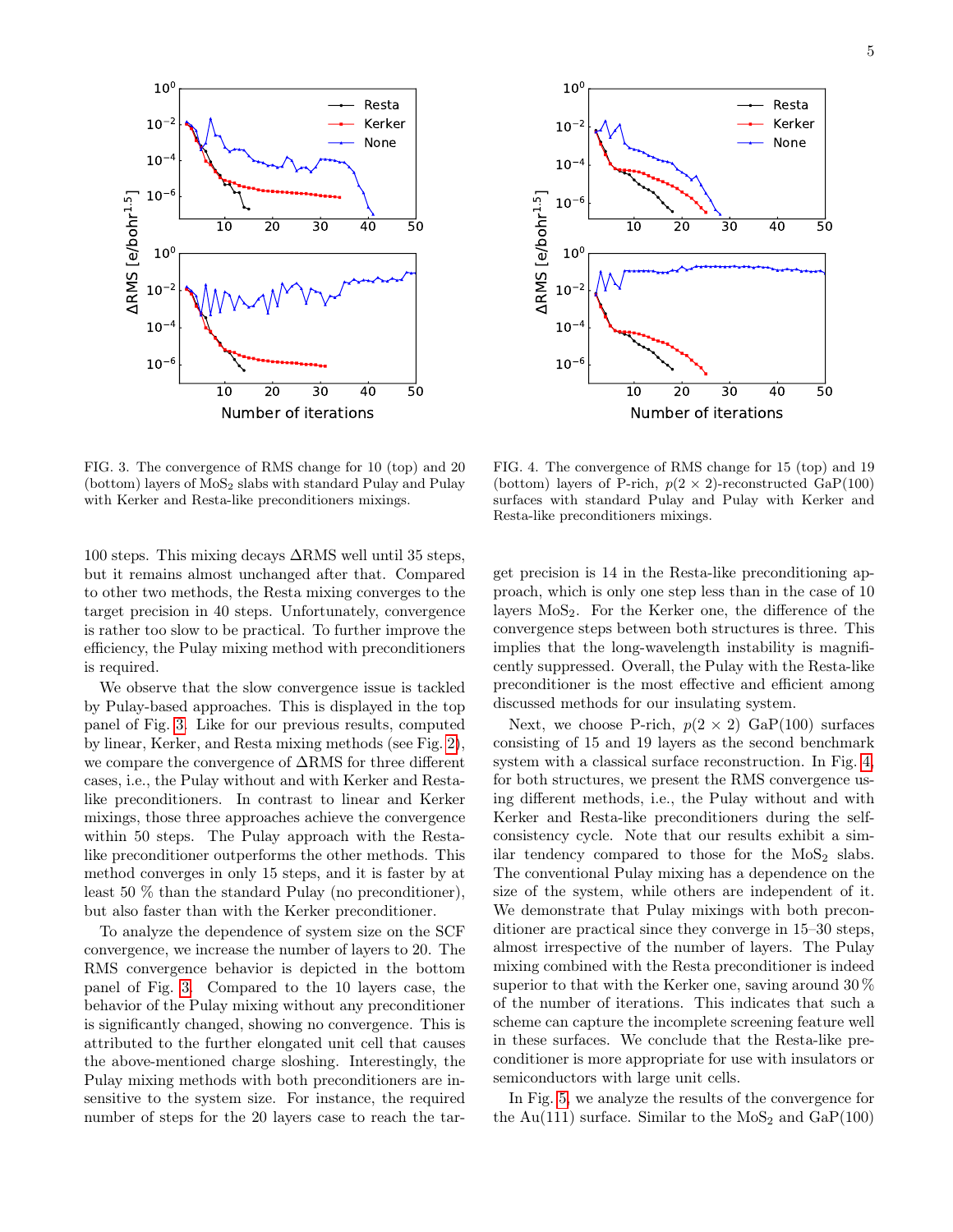FIG. 3. The convergence of RMS change for 10 (top) and 20 (bottom) layers of $MoS_2$ slabs with standard Pulay and Pulay with Kerker and Resta-like preconditioners mixings.

FIG. 4. The convergence of RMS change for 15 (top) and 19 (bottom) layers of P-rich, $p(2 \times 2)$-reconstructed GaP(100) surfaces with standard Pulay and Pulay with Kerker and Resta-like preconditioners mixings.

100 steps. This mixing decays $\Delta$RMS well until 35 steps, but it remains almost unchanged after that. Compared to other two methods, the Resta mixing converges to the target precision in 40 steps. Unfortunately, convergence is rather too slow to be practical. To further improve the efficiency, the Pulay mixing method with preconditioners is required.

We observe that the slow convergence issue is tackled by Pulay-based approaches. This is displayed in the top panel of Fig. 3. Like for our previous results, computed by linear, Kerker, and Resta mixing methods (see Fig. 2), we compare the convergence of $\Delta$RMS for three different cases, i.e., the Pulay without and with Kerker and Resta-like preconditioners. In contrast to linear and Kerker mixings, those three approaches achieve the convergence within 50 steps. The Pulay approach with the Resta-like preconditioner outperforms the other methods. This method converges in only 15 steps, and it is faster by at least 50 % than the standard Pulay (no preconditioner), but also faster than with the Kerker preconditioner.

To analyze the dependence of system size on the SCF convergence, we increase the number of layers to 20. The RMS convergence behavior is depicted in the bottom panel of Fig. 3. Compared to the 10 layers case, the behavior of the Pulay mixing without any preconditioner is significantly changed, showing no convergence. This is attributed to the further elongated unit cell that causes the above-mentioned charge sloshing. Interestingly, the Pulay mixing methods with both preconditioners are insensitive to the system size. For instance, the required number of steps for the 20 layers case to reach the target precision is 14 in the Resta-like preconditioning approach, which is only one step less than in the case of 10 layers $MoS_2$. For the Kerker one, the difference of the convergence steps between both structures is three. This implies that the long-wavelength instability is magnificently suppressed. Overall, the Pulay with the Resta-like preconditioner is the most effective and efficient among discussed methods for our insulating system.

Next, we choose P-rich, $p(2 \times 2)$ GaP(100) surfaces consisting of 15 and 19 layers as the second benchmark system with a classical surface reconstruction. In Fig. 4, for both structures, we present the RMS convergence using different methods, i.e., the Pulay without and with Kerker and Resta-like preconditioners during the self-consistency cycle. Note that our results exhibit a similar tendency compared to those for the $MoS_2$ slabs. The conventional Pulay mixing has a dependence on the size of the system, while others are independent of it. We demonstrate that Pulay mixings with both preconditioner are practical since they converge in 15–30 steps, almost irrespective of the number of layers. The Pulay mixing combined with the Resta preconditioner is indeed superior to that with the Kerker one, saving around 30 % of the number of iterations. This indicates that such a scheme can capture the incomplete screening feature well in these surfaces. We conclude that the Resta-like preconditioner is more appropriate for use with insulators or semiconductors with large unit cells.

In Fig. 5, we analyze the results of the convergence for the Au(111) surface. Similar to the $MoS_2$ and GaP(100)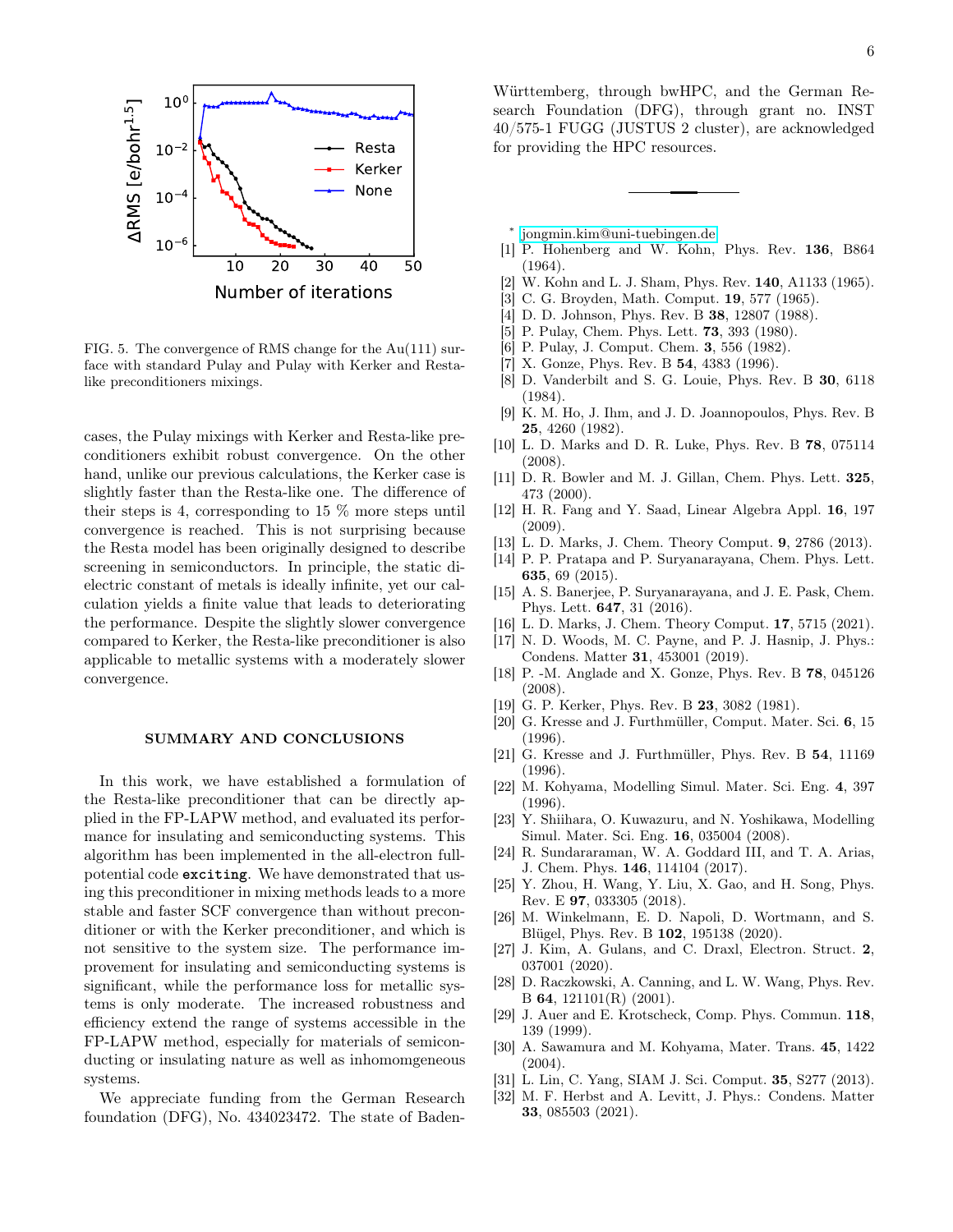FIG. 5. The convergence of RMS change for the Au(111) surface with standard Pulay and Pulay with Kerker and Resta-like preconditioners mixings.

cases, the Pulay mixings with Kerker and Resta-like preconditioners exhibit robust convergence. On the other hand, unlike our previous calculations, the Kerker case is slightly faster than the Resta-like one. The difference of their steps is 4, corresponding to 15 % more steps until convergence is reached. This is not surprising because the Resta model has been originally designed to describe screening in semiconductors. In principle, the static dielectric constant of metals is ideally infinite, yet our calculation yields a finite value that leads to deteriorating the performance. Despite the slightly slower convergence compared to Kerker, the Resta-like preconditioner is also applicable to metallic systems with a moderately slower convergence.

## SUMMARY AND CONCLUSIONS

In this work, we have established a formulation of the Resta-like preconditioner that can be directly applied in the FP-LAPW method, and evaluated its performance for insulating and semiconducting systems. This algorithm has been implemented in the all-electron full-potential code **exciting**. We have demonstrated that using this preconditioner in mixing methods leads to a more stable and faster SCF convergence than without preconditioner or with the Kerker preconditioner, and which is not sensitive to the system size. The performance improvement for insulating and semiconducting systems is significant, while the performance loss for metallic systems is only moderate. The increased robustness and efficiency extend the range of systems accessible in the FP-LAPW method, especially for materials of semiconducting or insulating nature as well as inhomomgeneous systems.

We appreciate funding from the German Research foundation (DFG), No. 434023472. The state of Baden-Württemberg, through bwHPC, and the German Research Foundation (DFG), through grant no. INST 40/575-1 FUGG (JUSTUS 2 cluster), are acknowledged for providing the HPC resources.

---

* jongmin.kim@uni-tuebingen.de

[1] P. Hohenberg and W. Kohn, Phys. Rev. **136**, B864 (1964).
[2] W. Kohn and L. J. Sham, Phys. Rev. **140**, A1133 (1965).
[3] C. G. Broyden, Math. Comput. **19**, 577 (1965).
[4] D. D. Johnson, Phys. Rev. B **38**, 12807 (1988).
[5] P. Pulay, Chem. Phys. Lett. **73**, 393 (1980).
[6] P. Pulay, J. Comput. Chem. **3**, 556 (1982).
[7] X. Gonze, Phys. Rev. B **54**, 4383 (1996).
[8] D. Vanderbilt and S. G. Louie, Phys. Rev. B **30**, 6118 (1984).
[9] K. M. Ho, J. Ihm, and J. D. Joannopoulos, Phys. Rev. B **25**, 4260 (1982).
[10] L. D. Marks and D. R. Luke, Phys. Rev. B **78**, 075114 (2008).
[11] D. R. Bowler and M. J. Gillan, Chem. Phys. Lett. **325**, 473 (2000).
[12] H. R. Fang and Y. Saad, Linear Algebra Appl. **16**, 197 (2009).
[13] L. D. Marks, J. Chem. Theory Comput. **9**, 2786 (2013).
[14] P. P. Pratapa and P. Suryanarayana, Chem. Phys. Lett. **635**, 69 (2015).
[15] A. S. Banerjee, P. Suryanarayana, and J. E. Pask, Chem. Phys. Lett. **647**, 31 (2016).
[16] L. D. Marks, J. Chem. Theory Comput. **17**, 5715 (2021).
[17] N. D. Woods, M. C. Payne, and P. J. Hasnip, J. Phys.: Condens. Matter **31**, 453001 (2019).
[18] P. -M. Anglade and X. Gonze, Phys. Rev. B **78**, 045126 (2008).
[19] G. P. Kerker, Phys. Rev. B **23**, 3082 (1981).
[20] G. Kresse and J. Furthmüller, Comput. Mater. Sci. **6**, 15 (1996).
[21] G. Kresse and J. Furthmüller, Phys. Rev. B **54**, 11169 (1996).
[22] M. Kohyama, Modelling Simul. Mater. Sci. Eng. **4**, 397 (1996).
[23] Y. Shiihara, O. Kuwazuru, and N. Yoshikawa, Modelling Simul. Mater. Sci. Eng. **16**, 035004 (2008).
[24] R. Sundararaman, W. A. Goddard III, and T. A. Arias, J. Chem. Phys. **146**, 114104 (2017).
[25] Y. Zhou, H. Wang, Y. Liu, X. Gao, and H. Song, Phys. Rev. E **97**, 033305 (2018).
[26] M. Winkelmann, E. D. Napoli, D. Wortmann, and S. Blügel, Phys. Rev. B **102**, 195138 (2020).
[27] J. Kim, A. Gulans, and C. Draxl, Electron. Struct. **2**, 037001 (2020).
[28] D. Raczkowski, A. Canning, and L. W. Wang, Phys. Rev. B **64**, 121101(R) (2001).
[29] J. Auer and E. Krotscheck, Comp. Phys. Commun. **118**, 139 (1999).
[30] A. Sawamura and M. Kohyama, Mater. Trans. **45**, 1422 (2004).
[31] L. Lin, C. Yang, SIAM J. Sci. Comput. **35**, S277 (2013).
[32] M. F. Herbst and A. Levitt, J. Phys.: Condens. Matter **33**, 085503 (2021).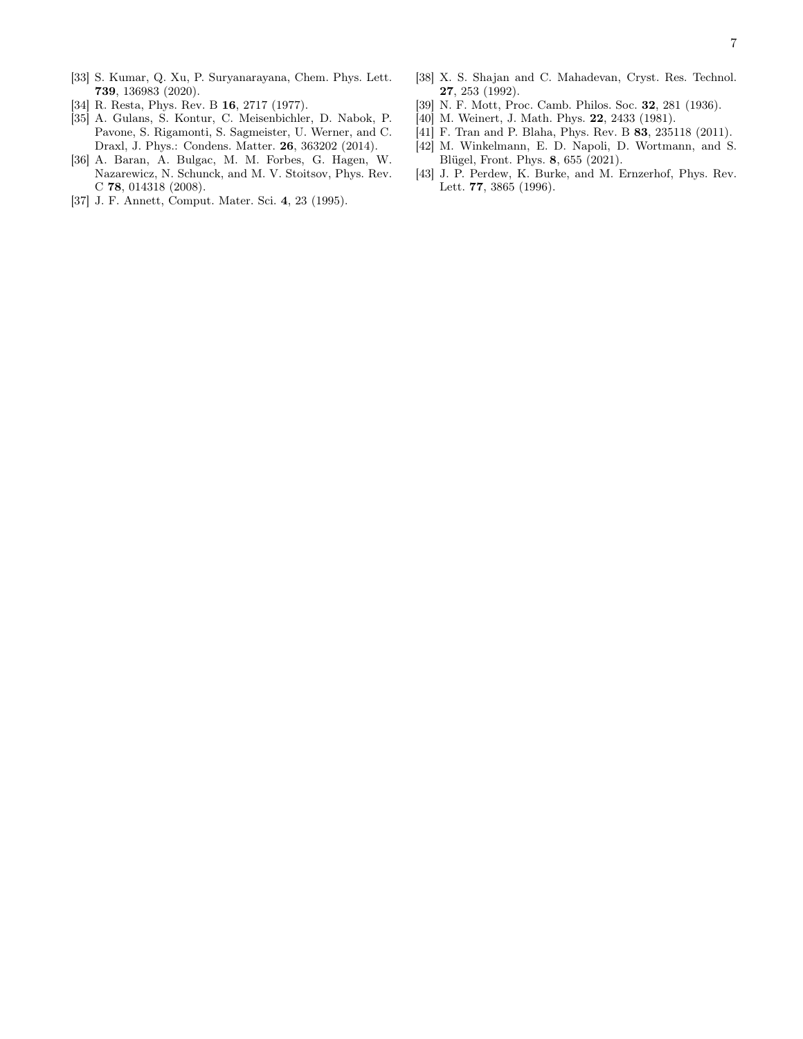[33] S. Kumar, Q. Xu, P. Suryanarayana, Chem. Phys. Lett. **739**, 136983 (2020).

[34] R. Resta, Phys. Rev. B **16**, 2717 (1977).

[35] A. Gulans, S. Kontur, C. Meisenbichler, D. Nabok, P. Pavone, S. Rigamonti, S. Sagmeister, U. Werner, and C. Draxl, J. Phys.: Condens. Matter. **26**, 363202 (2014).

[36] A. Baran, A. Bulgac, M. M. Forbes, G. Hagen, W. Nazarewicz, N. Schunck, and M. V. Stoitsov, Phys. Rev. C **78**, 014318 (2008).

[37] J. F. Annett, Comput. Mater. Sci. **4**, 23 (1995).

[38] X. S. Shajan and C. Mahadevan, Cryst. Res. Technol. **27**, 253 (1992).

[39] N. F. Mott, Proc. Camb. Philos. Soc. **32**, 281 (1936).

[40] M. Weinert, J. Math. Phys. **22**, 2433 (1981).

[41] F. Tran and P. Blaha, Phys. Rev. B **83**, 235118 (2011).

[42] M. Winkelmann, E. D. Napoli, D. Wortmann, and S. Blügel, Front. Phys. **8**, 655 (2021).

[43] J. P. Perdew, K. Burke, and M. Ernzerhof, Phys. Rev. Lett. **77**, 3865 (1996).